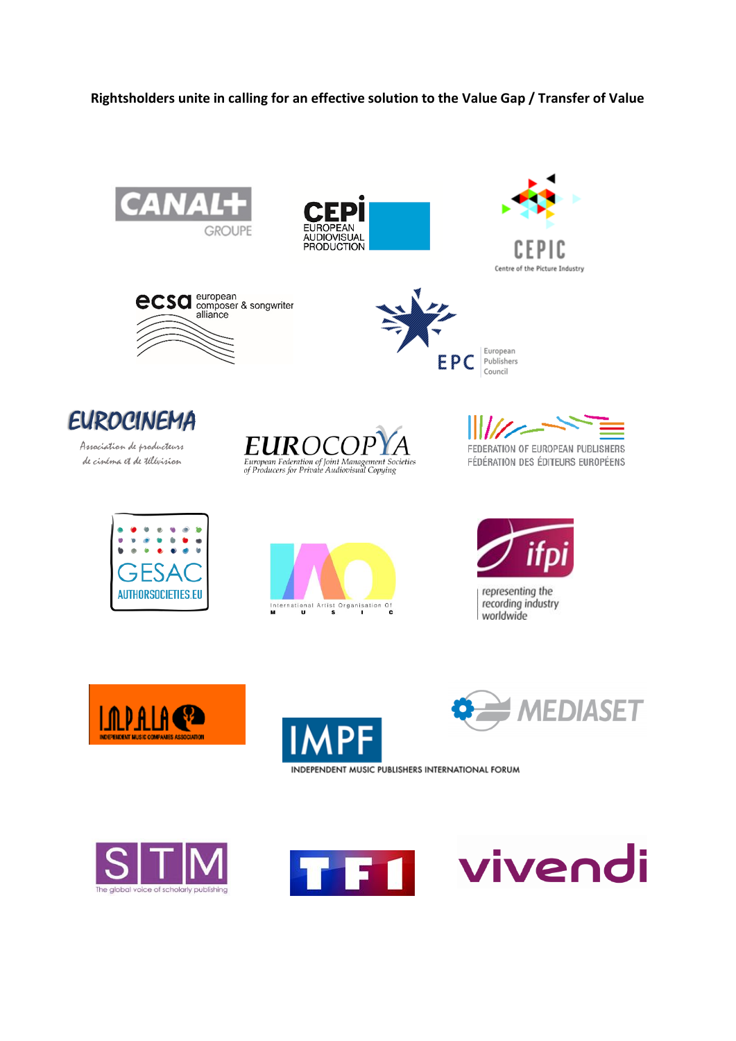**Rightsholders unite in calling for an effective solution to the Value Gap / Transfer of Value**

CANAL+ GROUPE

CEPI EUROPEAN AUDIOVISUAL PRODUCTION

CEPIC Centre of the Picture Industry

ecsa european composer & songwriter alliance

EPC European Publishers Council

EUROCINEMA Association de producteurs de cinéma et de télévision

EUROCOPYA European Federation of Joint Management Societies of Producers for Private Audiovisual Copying

FEDERATION OF EUROPEAN PUBLISHERS FÉDÉRATION DES ÉDITEURS EUROPÉENS

GESAC AUTHORSOCIETIES.EU

IAO International Artist Organisation Of MUSIC

ifpi representing the recording industry worldwide

IMPALA INDEPENDENT MUSIC COMPANIES ASSOCIATION

IMPF INDEPENDENT MUSIC PUBLISHERS INTERNATIONAL FORUM

MEDIASET

STM The global voice of scholarly publishing

TF1

vivendi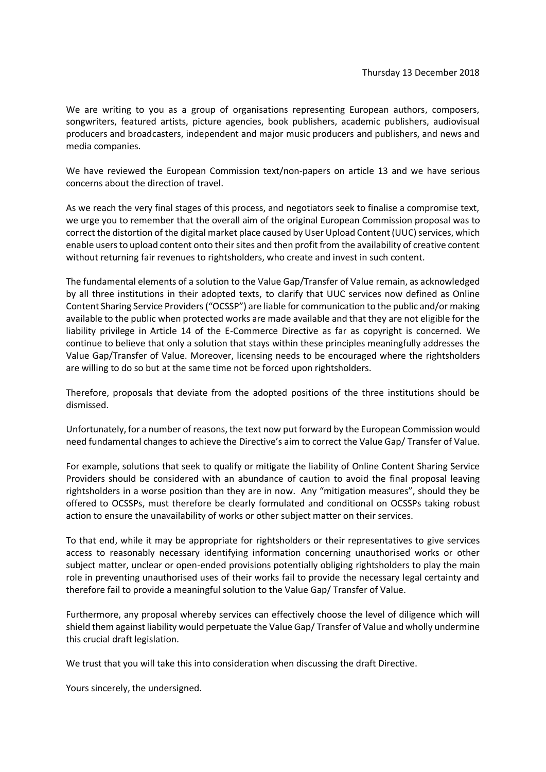Thursday 13 December 2018

We are writing to you as a group of organisations representing European authors, composers, songwriters, featured artists, picture agencies, book publishers, academic publishers, audiovisual producers and broadcasters, independent and major music producers and publishers, and news and media companies.

We have reviewed the European Commission text/non-papers on article 13 and we have serious concerns about the direction of travel.

As we reach the very final stages of this process, and negotiators seek to finalise a compromise text, we urge you to remember that the overall aim of the original European Commission proposal was to correct the distortion of the digital market place caused by User Upload Content (UUC) services, which enable users to upload content onto their sites and then profit from the availability of creative content without returning fair revenues to rightsholders, who create and invest in such content.

The fundamental elements of a solution to the Value Gap/Transfer of Value remain, as acknowledged by all three institutions in their adopted texts, to clarify that UUC services now defined as Online Content Sharing Service Providers ("OCSSP") are liable for communication to the public and/or making available to the public when protected works are made available and that they are not eligible for the liability privilege in Article 14 of the E-Commerce Directive as far as copyright is concerned. We continue to believe that only a solution that stays within these principles meaningfully addresses the Value Gap/Transfer of Value. Moreover, licensing needs to be encouraged where the rightsholders are willing to do so but at the same time not be forced upon rightsholders.

Therefore, proposals that deviate from the adopted positions of the three institutions should be dismissed.

Unfortunately, for a number of reasons, the text now put forward by the European Commission would need fundamental changes to achieve the Directive's aim to correct the Value Gap/ Transfer of Value.

For example, solutions that seek to qualify or mitigate the liability of Online Content Sharing Service Providers should be considered with an abundance of caution to avoid the final proposal leaving rightsholders in a worse position than they are in now. Any "mitigation measures", should they be offered to OCSSPs, must therefore be clearly formulated and conditional on OCSSPs taking robust action to ensure the unavailability of works or other subject matter on their services.

To that end, while it may be appropriate for rightsholders or their representatives to give services access to reasonably necessary identifying information concerning unauthorised works or other subject matter, unclear or open-ended provisions potentially obliging rightsholders to play the main role in preventing unauthorised uses of their works fail to provide the necessary legal certainty and therefore fail to provide a meaningful solution to the Value Gap/ Transfer of Value.

Furthermore, any proposal whereby services can effectively choose the level of diligence which will shield them against liability would perpetuate the Value Gap/ Transfer of Value and wholly undermine this crucial draft legislation.

We trust that you will take this into consideration when discussing the draft Directive.

Yours sincerely, the undersigned.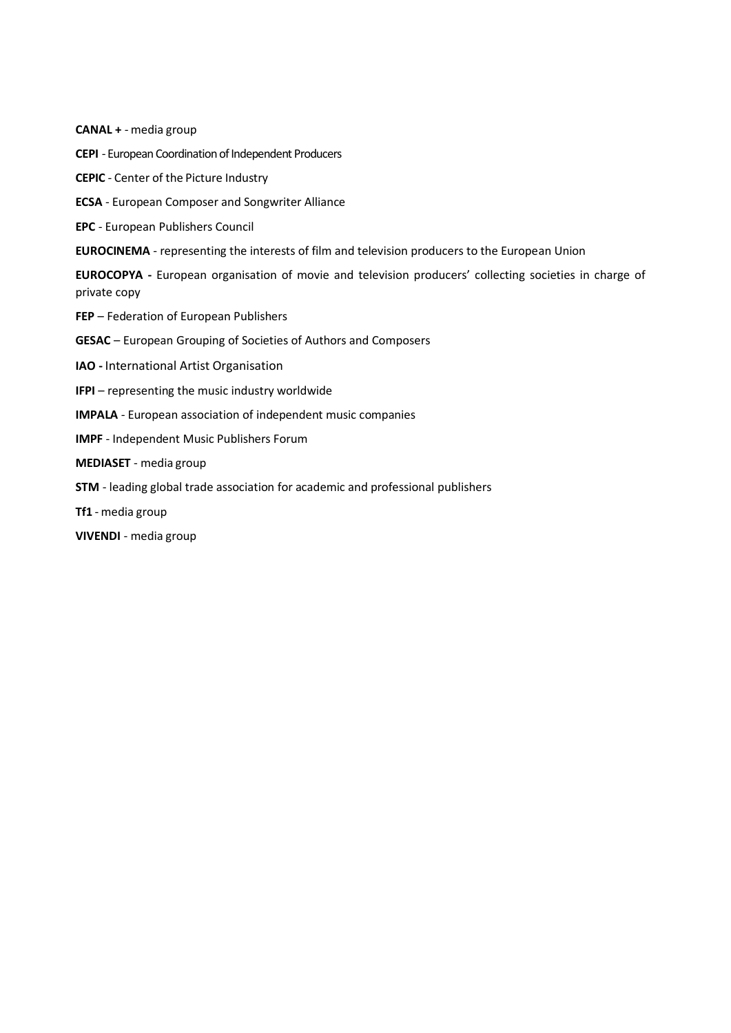**CANAL +** - media group

**CEPI** - European Coordination of Independent Producers

**CEPIC** - Center of the Picture Industry

**ECSA** - European Composer and Songwriter Alliance

**EPC** - European Publishers Council

**EUROCINEMA** - representing the interests of film and television producers to the European Union

**EUROCOPYA -** European organisation of movie and television producers' collecting societies in charge of private copy

**FEP** – Federation of European Publishers

**GESAC** – European Grouping of Societies of Authors and Composers

**IAO -** International Artist Organisation

**IFPI** – representing the music industry worldwide

**IMPALA** - European association of independent music companies

**IMPF** - Independent Music Publishers Forum

**MEDIASET** - media group

**STM** - leading global trade association for academic and professional publishers

**Tf1** - media group

**VIVENDI** - media group